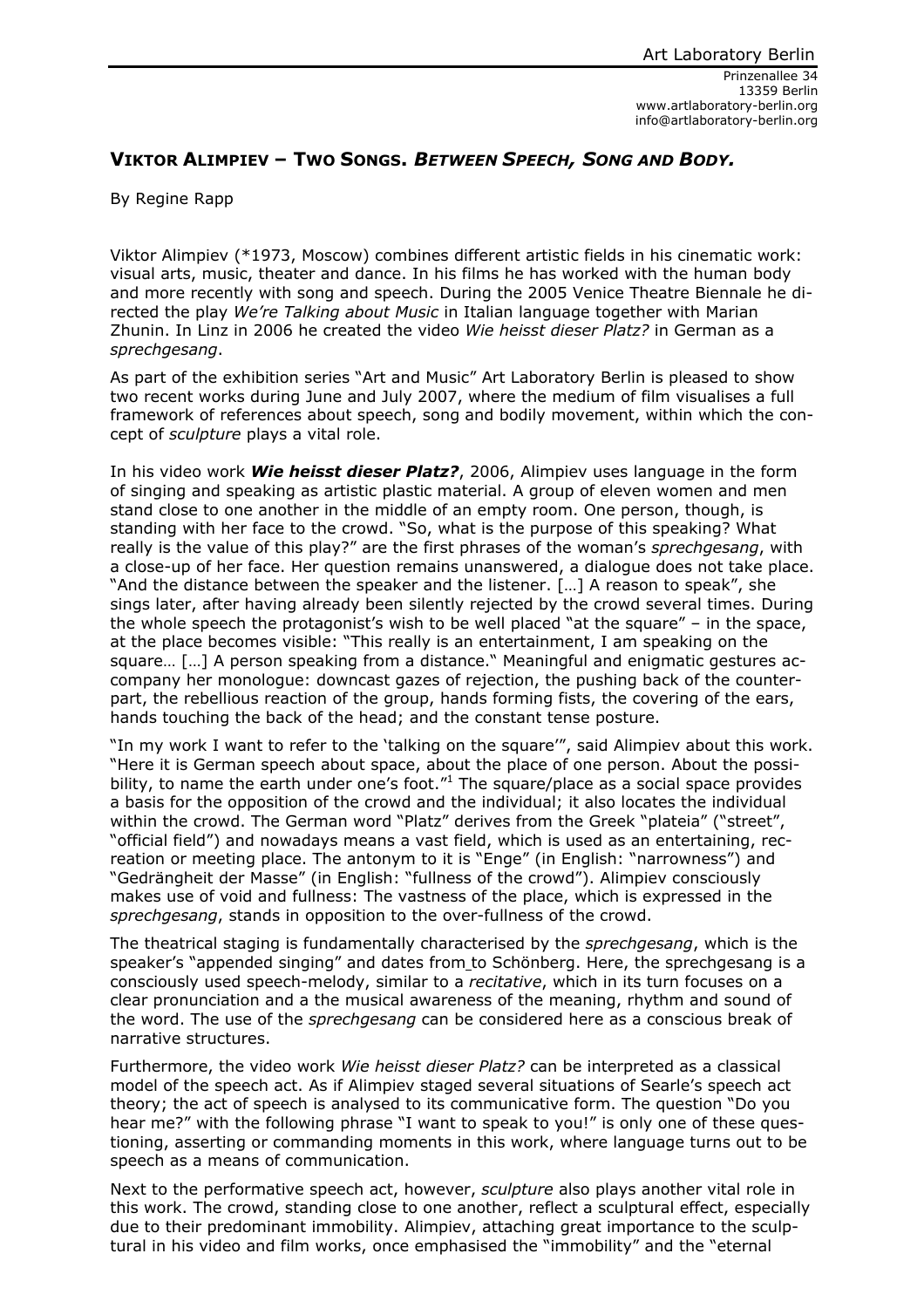Art Laboratory Berlin

Prinzenallee 34
13359 Berlin
www.artlaboratory-berlin.org
info@artlaboratory-berlin.org

## VIKTOR ALIMPIEV – TWO SONGS. *BETWEEN SPEECH, SONG AND BODY.*

By Regine Rapp

Viktor Alimpiev (*1973, Moscow) combines different artistic fields in his cinematic work: visual arts, music, theater and dance. In his films he has worked with the human body and more recently with song and speech. During the 2005 Venice Theatre Biennale he directed the play *We're Talking about Music* in Italian language together with Marian Zhunin. In Linz in 2006 he created the video *Wie heisst dieser Platz?* in German as a *sprechgesang*.

As part of the exhibition series "Art and Music" Art Laboratory Berlin is pleased to show two recent works during June and July 2007, where the medium of film visualises a full framework of references about speech, song and bodily movement, within which the concept of *sculpture* plays a vital role.

In his video work ***Wie heisst dieser Platz?***, 2006, Alimpiev uses language in the form of singing and speaking as artistic plastic material. A group of eleven women and men stand close to one another in the middle of an empty room. One person, though, is standing with her face to the crowd. "So, what is the purpose of this speaking? What really is the value of this play?" are the first phrases of the woman's *sprechgesang*, with a close-up of her face. Her question remains unanswered, a dialogue does not take place. "And the distance between the speaker and the listener. […] A reason to speak", she sings later, after having already been silently rejected by the crowd several times. During the whole speech the protagonist's wish to be well placed "at the square" – in the space, at the place becomes visible: "This really is an entertainment, I am speaking on the square… […] A person speaking from a distance." Meaningful and enigmatic gestures accompany her monologue: downcast gazes of rejection, the pushing back of the counterpart, the rebellious reaction of the group, hands forming fists, the covering of the ears, hands touching the back of the head; and the constant tense posture.

"In my work I want to refer to the 'talking on the square'", said Alimpiev about this work. "Here it is German speech about space, about the place of one person. About the possibility, to name the earth under one's foot."[1] The square/place as a social space provides a basis for the opposition of the crowd and the individual; it also locates the individual within the crowd. The German word "Platz" derives from the Greek "plateia" ("street", "official field") and nowadays means a vast field, which is used as an entertaining, recreation or meeting place. The antonym to it is "Enge" (in English: "narrowness") and "Gedrängheit der Masse" (in English: "fullness of the crowd"). Alimpiev consciously makes use of void and fullness: The vastness of the place, which is expressed in the *sprechgesang*, stands in opposition to the over-fullness of the crowd.

The theatrical staging is fundamentally characterised by the *sprechgesang*, which is the speaker's "appended singing" and dates from to Schönberg. Here, the sprechgesang is a consciously used speech-melody, similar to a *recitative*, which in its turn focuses on a clear pronunciation and a the musical awareness of the meaning, rhythm and sound of the word. The use of the *sprechgesang* can be considered here as a conscious break of narrative structures.

Furthermore, the video work *Wie heisst dieser Platz?* can be interpreted as a classical model of the speech act. As if Alimpiev staged several situations of Searle's speech act theory; the act of speech is analysed to its communicative form. The question "Do you hear me?" with the following phrase "I want to speak to you!" is only one of these questioning, asserting or commanding moments in this work, where language turns out to be speech as a means of communication.

Next to the performative speech act, however, *sculpture* also plays another vital role in this work. The crowd, standing close to one another, reflect a sculptural effect, especially due to their predominant immobility. Alimpiev, attaching great importance to the sculptural in his video and film works, once emphasised the "immobility" and the "eternal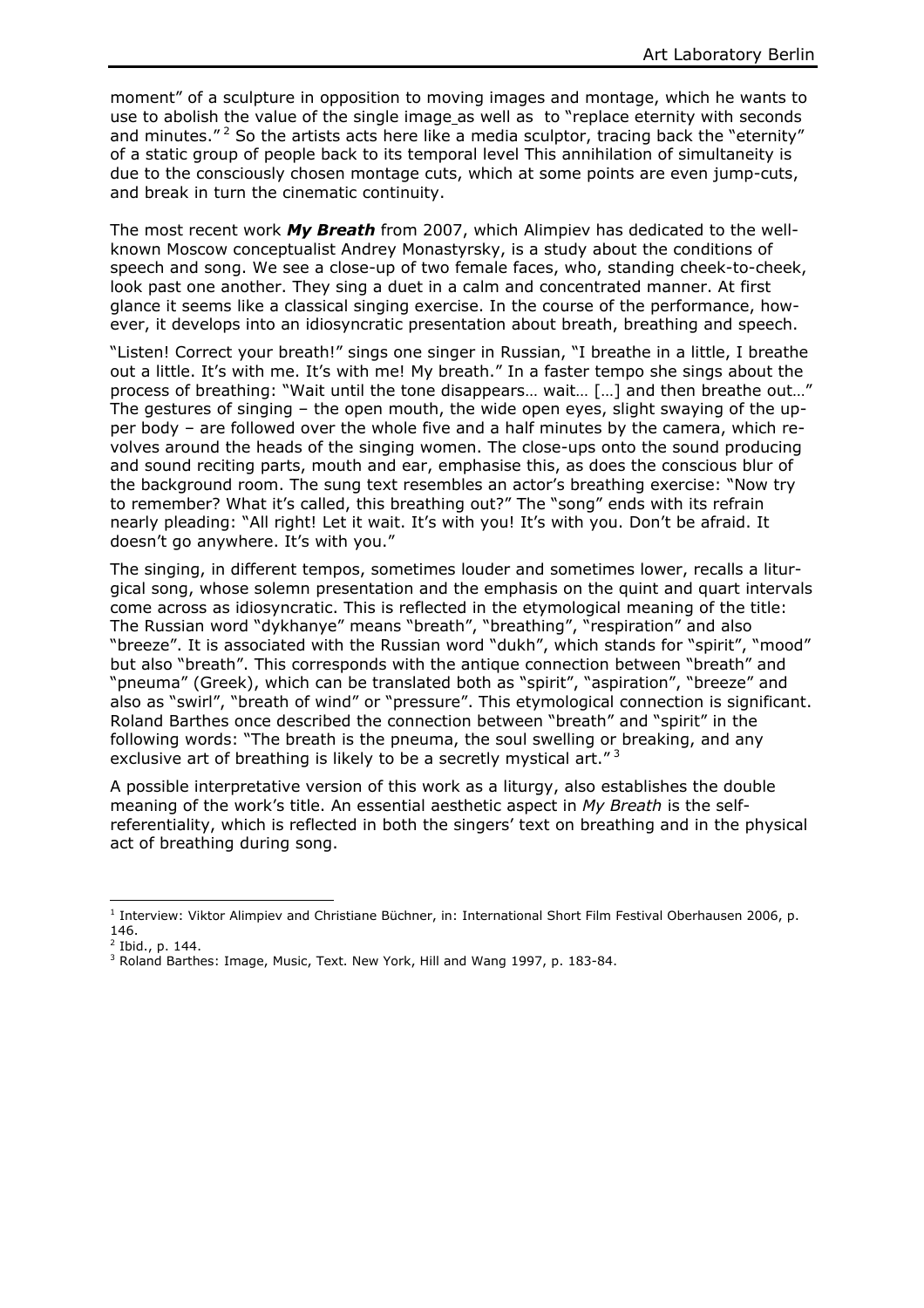moment" of a sculpture in opposition to moving images and montage, which he wants to use to abolish the value of the single image as well as to "replace eternity with seconds and minutes."[2] So the artists acts here like a media sculptor, tracing back the "eternity" of a static group of people back to its temporal level This annihilation of simultaneity is due to the consciously chosen montage cuts, which at some points are even jump-cuts, and break in turn the cinematic continuity.

The most recent work ***My Breath*** from 2007, which Alimpiev has dedicated to the well-known Moscow conceptualist Andrey Monastyrsky, is a study about the conditions of speech and song. We see a close-up of two female faces, who, standing cheek-to-cheek, look past one another. They sing a duet in a calm and concentrated manner. At first glance it seems like a classical singing exercise. In the course of the performance, however, it develops into an idiosyncratic presentation about breath, breathing and speech.

"Listen! Correct your breath!" sings one singer in Russian, "I breathe in a little, I breathe out a little. It's with me. It's with me! My breath." In a faster tempo she sings about the process of breathing: "Wait until the tone disappears… wait… […] and then breathe out…" The gestures of singing – the open mouth, the wide open eyes, slight swaying of the upper body – are followed over the whole five and a half minutes by the camera, which revolves around the heads of the singing women. The close-ups onto the sound producing and sound reciting parts, mouth and ear, emphasise this, as does the conscious blur of the background room. The sung text resembles an actor's breathing exercise: "Now try to remember? What it's called, this breathing out?" The "song" ends with its refrain nearly pleading: "All right! Let it wait. It's with you! It's with you. Don't be afraid. It doesn't go anywhere. It's with you."

The singing, in different tempos, sometimes louder and sometimes lower, recalls a liturgical song, whose solemn presentation and the emphasis on the quint and quart intervals come across as idiosyncratic. This is reflected in the etymological meaning of the title: The Russian word "dykhanye" means "breath", "breathing", "respiration" and also "breeze". It is associated with the Russian word "dukh", which stands for "spirit", "mood" but also "breath". This corresponds with the antique connection between "breath" and "pneuma" (Greek), which can be translated both as "spirit", "aspiration", "breeze" and also as "swirl", "breath of wind" or "pressure". This etymological connection is significant. Roland Barthes once described the connection between "breath" and "spirit" in the following words: "The breath is the pneuma, the soul swelling or breaking, and any exclusive art of breathing is likely to be a secretly mystical art."[3]

A possible interpretative version of this work as a liturgy, also establishes the double meaning of the work's title. An essential aesthetic aspect in *My Breath* is the self-referentiality, which is reflected in both the singers' text on breathing and in the physical act of breathing during song.

---

[1] Interview: Viktor Alimpiev and Christiane Büchner, in: International Short Film Festival Oberhausen 2006, p. 146.

[2] Ibid., p. 144.

[3] Roland Barthes: Image, Music, Text. New York, Hill and Wang 1997, p. 183-84.